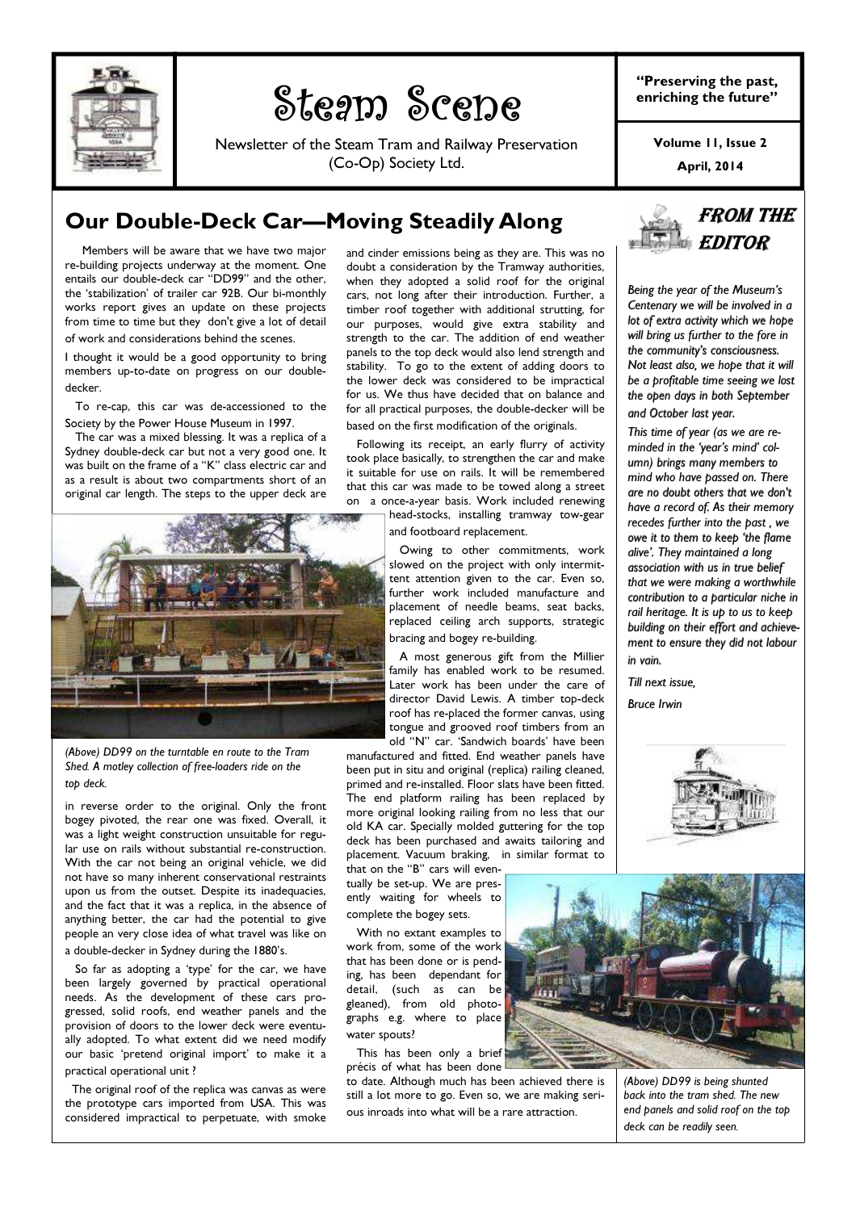# Steam Scene

Newsletter of the Steam Tram and Railway Preservation (Co-Op) Society Ltd.

**"Preserving the past, enriching the future"**

**Volume 11, Issue 2**

**April, 2014**

## Our Double-Deck Car—Moving Steadily Along

Members will be aware that we have two major re-building projects underway at the moment. One entails our double-deck car "DD99" and the other, the 'stabilization' of trailer car 92B. Our bi-monthly works report gives an update on these projects from time to time but they don't give a lot of detail of work and considerations behind the scenes.

I thought it would be a good opportunity to bring members up-to-date on progress on our double-decker.

To re-cap, this car was de-accessioned to the Society by the Power House Museum in 1997.

The car was a mixed blessing. It was a replica of a Sydney double-deck car but not a very good one. It was built on the frame of a "K" class electric car and as a result is about two compartments short of an original car length. The steps to the upper deck are in reverse order to the original. Only the front bogey pivoted, the rear one was fixed. Overall, it was a light weight construction unsuitable for regular use on rails without substantial re-construction. With the car not being an original vehicle, we did not have so many inherent conservational restraints upon us from the outset. Despite its inadequacies, and the fact that it was a replica, in the absence of anything better, the car had the potential to give people an very close idea of what travel was like on a double-decker in Sydney during the 1880's.

*(Above) DD99 on the turntable en route to the Tram Shed. A motley collection of free-loaders ride on the top deck.*

So far as adopting a 'type' for the car, we have been largely governed by practical operational needs. As the development of these cars progressed, solid roofs, end weather panels and the provision of doors to the lower deck were eventually adopted. To what extent did we need modify our basic 'pretend original import' to make it a practical operational unit ?

The original roof of the replica was canvas as were the prototype cars imported from USA. This was considered impractical to perpetuate, with smoke and cinder emissions being as they are. This was no doubt a consideration by the Tramway authorities, when they adopted a solid roof for the original cars, not long after their introduction. Further, a timber roof together with additional strutting, for our purposes, would give extra stability and strength to the car. The addition of end weather panels to the top deck would also lend strength and stability. To go to the extent of adding doors to the lower deck was considered to be impractical for us. We thus have decided that on balance and for all practical purposes, the double-decker will be based on the first modification of the originals.

Following its receipt, an early flurry of activity took place basically, to strengthen the car and make it suitable for use on rails. It will be remembered that this car was made to be towed along a street on a once-a-year basis. Work included renewing head-stocks, installing tramway tow-gear and footboard replacement.

Owing to other commitments, work slowed on the project with only intermittent attention given to the car. Even so, further work included manufacture and placement of needle beams, seat backs, replaced ceiling arch supports, strategic bracing and bogey re-building.

A most generous gift from the Millier family has enabled work to be resumed. Later work has been under the care of director David Lewis. A timber top-deck roof has re-placed the former canvas, using tongue and grooved roof timbers from an old "N" car. 'Sandwich boards' have been manufactured and fitted. End weather panels have been put in situ and original (replica) railing cleaned, primed and re-installed. Floor slats have been fitted. The end platform railing has been replaced by more original looking railing from no less that our old KA car. Specially molded guttering for the top deck has been purchased and awaits tailoring and placement. Vacuum braking, in similar format to that on the "B" cars will eventually be set-up. We are presently waiting for wheels to complete the bogey sets.

With no extant examples to work from, some of the work that has been done or is pending, has been dependant for detail, (such as can be gleaned), from old photographs e.g. where to place water spouts?

This has been only a brief précis of what has been done to date. Although much has been achieved there is still a lot more to go. Even so, we are making serious inroads into what will be a rare attraction.

*(Above) DD99 is being shunted back into the tram shed. The new end panels and solid roof on the top deck can be readily seen.*

## From the Editor

*Being the year of the Museum's Centenary we will be involved in a lot of extra activity which we hope will bring us further to the fore in the community's consciousness. Not least also, we hope that it will be a profitable time seeing we lost the open days in both September and October last year.*

*This time of year (as we are reminded in the 'year's mind' column) brings many members to mind who have passed on. There are no doubt others that we don't have a record of. As their memory recedes further into the past , we owe it to them to keep 'the flame alive'. They maintained a long association with us in true belief that we were making a worthwhile contribution to a particular niche in rail heritage. It is up to us to keep building on their effort and achievement to ensure they did not labour in vain.*

*Till next issue,*

*Bruce Irwin*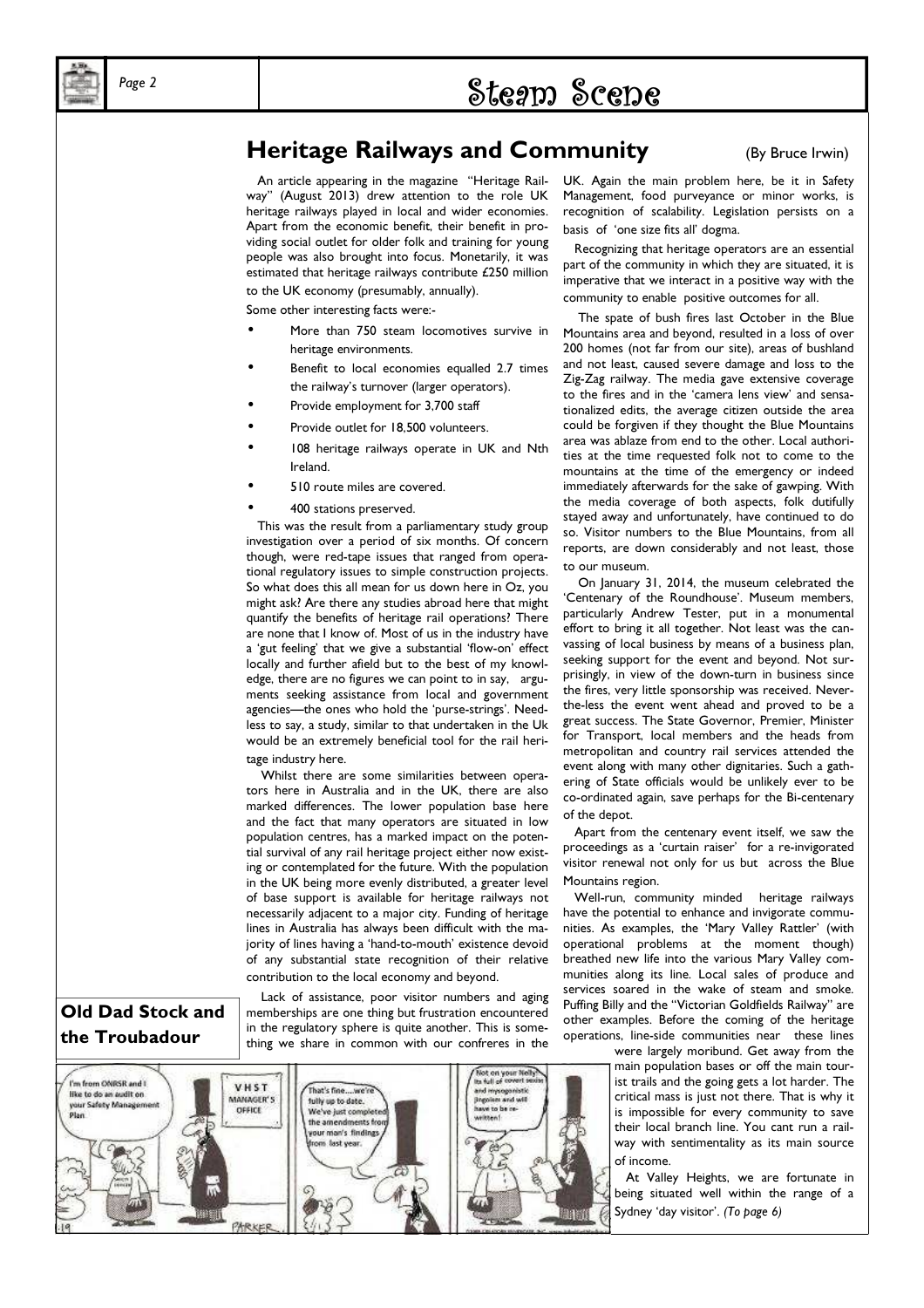## Heritage Railways and Community

(By Bruce Irwin)

An article appearing in the magazine "Heritage Railway" (August 2013) drew attention to the role UK heritage railways played in local and wider economies. Apart from the economic benefit, their benefit in providing social outlet for older folk and training for young people was also brought into focus. Monetarily, it was estimated that heritage railways contribute £250 million to the UK economy (presumably, annually).

Some other interesting facts were:-

- More than 750 steam locomotives survive in heritage environments.
- Benefit to local economies equalled 2.7 times the railway's turnover (larger operators).
- Provide employment for 3,700 staff
- Provide outlet for 18,500 volunteers.
- 108 heritage railways operate in UK and Nth Ireland.
- 510 route miles are covered.
- 400 stations preserved.

This was the result from a parliamentary study group investigation over a period of six months. Of concern though, were red-tape issues that ranged from operational regulatory issues to simple construction projects. So what does this all mean for us down here in Oz, you might ask? Are there any studies abroad here that might quantify the benefits of heritage rail operations? There are none that I know of. Most of us in the industry have a 'gut feeling' that we give a substantial 'flow-on' effect locally and further afield but to the best of my knowledge, there are no figures we can point to in say, arguments seeking assistance from local and government agencies—the ones who hold the 'purse-strings'. Needless to say, a study, similar to that undertaken in the Uk would be an extremely beneficial tool for the rail heritage industry here.

Whilst there are some similarities between operators here in Australia and in the UK, there are also marked differences. The lower population base here and the fact that many operators are situated in low population centres, has a marked impact on the potential survival of any rail heritage project either now existing or contemplated for the future. With the population in the UK being more evenly distributed, a greater level of base support is available for heritage railways not necessarily adjacent to a major city. Funding of heritage lines in Australia has always been difficult with the majority of lines having a 'hand-to-mouth' existence devoid of any substantial state recognition of their relative contribution to the local economy and beyond.

Lack of assistance, poor visitor numbers and aging memberships are one thing but frustration encountered in the regulatory sphere is quite another. This is something we share in common with our confreres in the UK. Again the main problem here, be it in Safety Management, food purveyance or minor works, is recognition of scalability. Legislation persists on a basis of 'one size fits all' dogma.

Recognizing that heritage operators are an essential part of the community in which they are situated, it is imperative that we interact in a positive way with the community to enable positive outcomes for all.

The spate of bush fires last October in the Blue Mountains area and beyond, resulted in a loss of over 200 homes (not far from our site), areas of bushland and not least, caused severe damage and loss to the Zig-Zag railway. The media gave extensive coverage to the fires and in the 'camera lens view' and sensationalized edits, the average citizen outside the area could be forgiven if they thought the Blue Mountains area was ablaze from end to the other. Local authorities at the time requested folk not to come to the mountains at the time of the emergency or indeed immediately afterwards for the sake of gawping. With the media coverage of both aspects, folk dutifully stayed away and unfortunately, have continued to do so. Visitor numbers to the Blue Mountains, from all reports, are down considerably and not least, those to our museum.

On January 31, 2014, the museum celebrated the 'Centenary of the Roundhouse'. Museum members, particularly Andrew Tester, put in a monumental effort to bring it all together. Not least was the canvassing of local business by means of a business plan, seeking support for the event and beyond. Not surprisingly, in view of the down-turn in business since the fires, very little sponsorship was received. Never-the-less the event went ahead and proved to be a great success. The State Governor, Premier, Minister for Transport, local members and the heads from metropolitan and country rail services attended the event along with many other dignitaries. Such a gathering of State officials would be unlikely ever to be co-ordinated again, save perhaps for the Bi-centenary of the depot.

Apart from the centenary event itself, we saw the proceedings as a 'curtain raiser' for a re-invigorated visitor renewal not only for us but across the Blue Mountains region.

Well-run, community minded heritage railways have the potential to enhance and invigorate communities. As examples, the 'Mary Valley Rattler' (with operational problems at the moment though) breathed new life into the various Mary Valley communities along its line. Local sales of produce and services soared in the wake of steam and smoke. Puffing Billy and the "Victorian Goldfields Railway" are other examples. Before the coming of the heritage operations, line-side communities near these lines were largely moribund. Get away from the main population bases or off the main tourist trails and the going gets a lot harder. The critical mass is just not there. That is why it is impossible for every community to save their local branch line. You cant run a railway with sentimentality as its main source of income.

At Valley Heights, we are fortunate in being situated well within the range of a Sydney 'day visitor'. *(To page 6)*

### Old Dad Stock and the Troubadour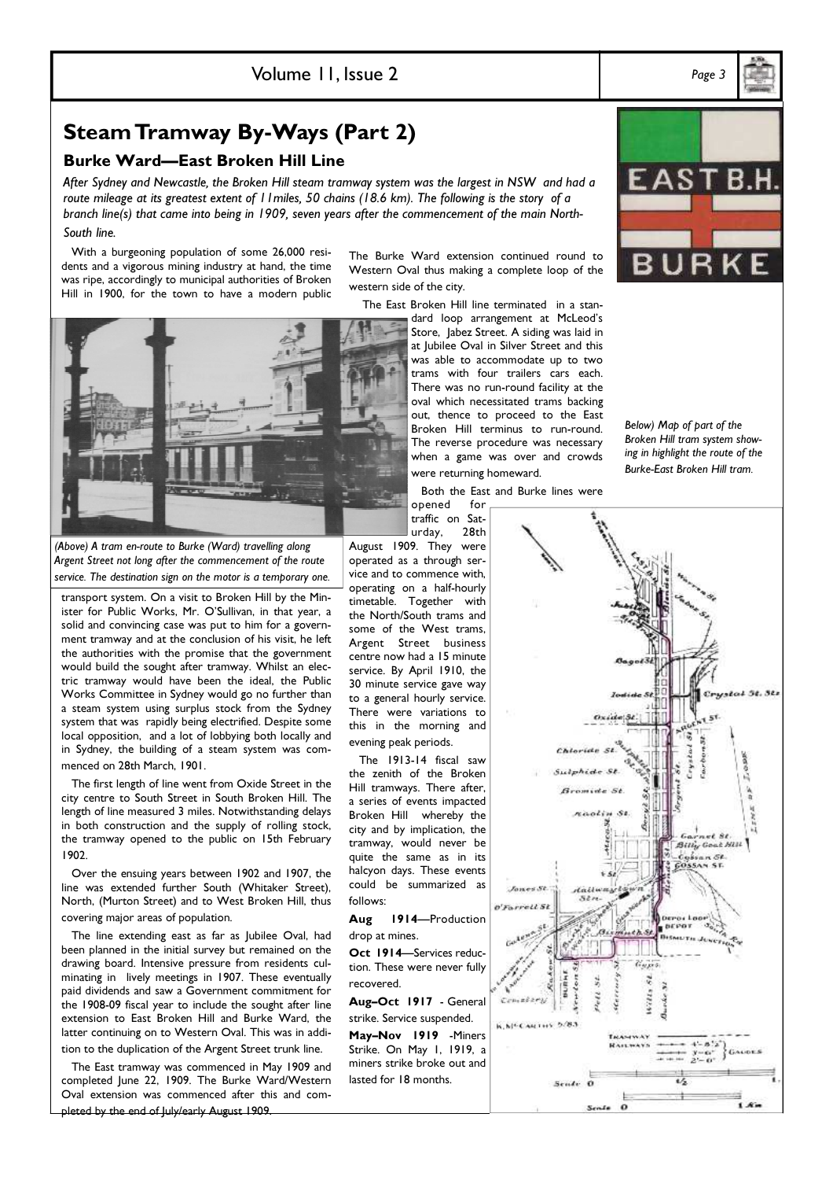## Steam Tramway By-Ways (Part 2)

### Burke Ward—East Broken Hill Line

*After Sydney and Newcastle, the Broken Hill steam tramway system was the largest in NSW and had a route mileage at its greatest extent of 11miles, 50 chains (18.6 km). The following is the story of a branch line(s) that came into being in 1909, seven years after the commencement of the main North-South line.*

With a burgeoning population of some 26,000 residents and a vigorous mining industry at hand, the time was ripe, accordingly to municipal authorities of Broken Hill in 1900, for the town to have a modern public transport system. On a visit to Broken Hill by the Minister for Public Works, Mr. O'Sullivan, in that year, a solid and convincing case was put to him for a government tramway and at the conclusion of his visit, he left the authorities with the promise that the government would build the sought after tramway. Whilst an electric tramway would have been the ideal, the Public Works Committee in Sydney would go no further than a steam system using surplus stock from the Sydney system that was rapidly being electrified. Despite some local opposition, and a lot of lobbying both locally and in Sydney, the building of a steam system was commenced on 28th March, 1901.

*(Above) A tram en-route to Burke (Ward) travelling along Argent Street not long after the commencement of the route service. The destination sign on the motor is a temporary one.*

The first length of line went from Oxide Street in the city centre to South Street in South Broken Hill. The length of line measured 3 miles. Notwithstanding delays in both construction and the supply of rolling stock, the tramway opened to the public on 15th February 1902.

Over the ensuing years between 1902 and 1907, the line was extended further South (Whitaker Street), North, (Murton Street) and to West Broken Hill, thus covering major areas of population.

The line extending east as far as Jubilee Oval, had been planned in the initial survey but remained on the drawing board. Intensive pressure from residents culminating in lively meetings in 1907. These eventually paid dividends and saw a Government commitment for the 1908-09 fiscal year to include the sought after line extension to East Broken Hill and Burke Ward, the latter continuing on to Western Oval. This was in addition to the duplication of the Argent Street trunk line.

The East tramway was commenced in May 1909 and completed June 22, 1909. The Burke Ward/Western Oval extension was commenced after this and completed by the end of July/early August 1909.

The Burke Ward extension continued round to Western Oval thus making a complete loop of the western side of the city.

The East Broken Hill line terminated in a standard loop arrangement at McLeod's Store, Jabez Street. A siding was laid in at Jubilee Oval in Silver Street and this was able to accommodate up to two trams with four trailers cars each. There was no run-round facility at the oval which necessitated trams backing out, thence to proceed to the East Broken Hill terminus to run-round. The reverse procedure was necessary when a game was over and crowds were returning homeward.

Both the East and Burke lines were opened for traffic on Saturday, 28th August 1909. They were operated as a through service and to commence with, operating on a half-hourly timetable. Together with the North/South trams and some of the West trams, Argent Street business centre now had a 15 minute service. By April 1910, the 30 minute service gave way to a general hourly service. There were variations to this in the morning and evening peak periods.

The 1913-14 fiscal saw the zenith of the Broken Hill tramways. There after, a series of events impacted Broken Hill whereby the city and by implication, the tramway, would never be quite the same as in its halcyon days. These events could be summarized as follows:

**Aug 1914**—Production drop at mines.

**Oct 1914**—Services reduction. These were never fully recovered.

**Aug–Oct 1917** - General strike. Service suspended.

**May–Nov 1919** -Miners Strike. On May 1, 1919, a miners strike broke out and lasted for 18 months.

*Below) Map of part of the Broken Hill tram system showing in highlight the route of the Burke-East Broken Hill tram.*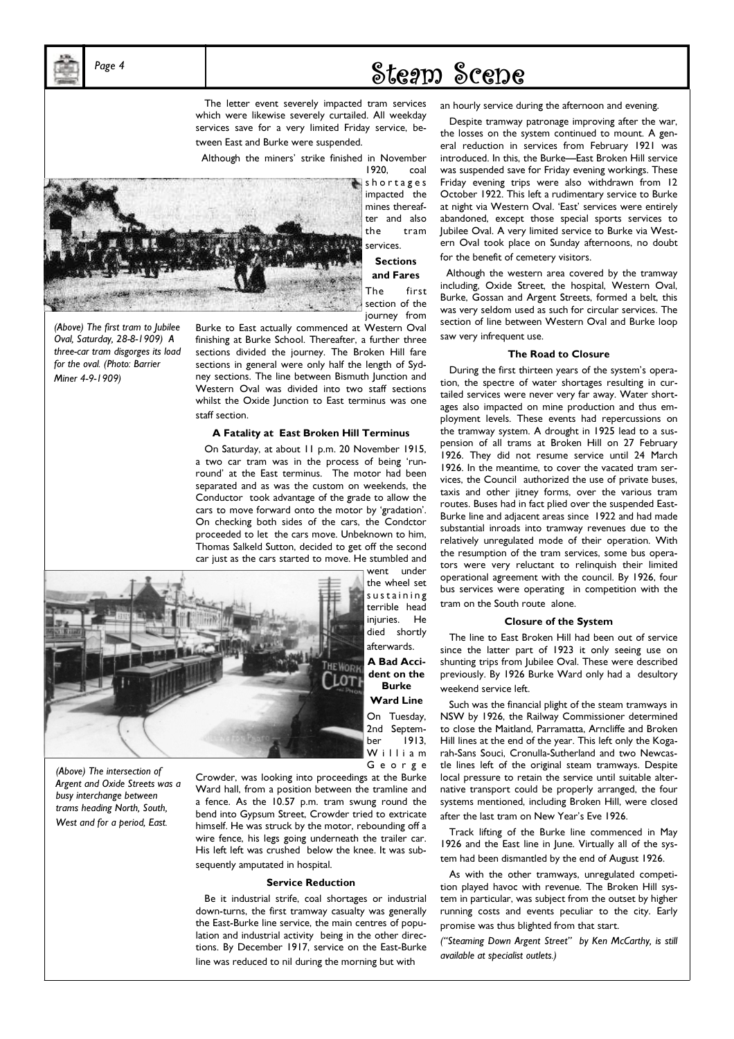The letter event severely impacted tram services which were likewise severely curtailed. All weekday services save for a very limited Friday service, between East and Burke were suspended.

Although the miners' strike finished in November 1920, coal shortages impacted the mines thereafter and also the tram services.

*(Above) The first tram to Jubilee Oval, Saturday, 28-8-1909) A three-car tram disgorges its load for the oval. (Photo: Barrier Miner 4-9-1909)*

### Sections and Fares

The first section of the journey from Burke to East actually commenced at Western Oval finishing at Burke School. Thereafter, a further three sections divided the journey. The Broken Hill fare sections in general were only half the length of Sydney sections. The line between Bismuth Junction and Western Oval was divided into two staff sections whilst the Oxide Junction to East terminus was one staff section.

### A Fatality at East Broken Hill Terminus

On Saturday, at about 11 p.m. 20 November 1915, a two car tram was in the process of being 'run-round' at the East terminus. The motor had been separated and as was the custom on weekends, the Conductor took advantage of the grade to allow the cars to move forward onto the motor by 'gradation'. On checking both sides of the cars, the Condctor proceeded to let the cars move. Unbeknown to him, Thomas Salkeld Sutton, decided to get off the second car just as the cars started to move. He stumbled and went under the wheel set sustaining terrible head injuries. He died shortly afterwards.

### A Bad Accident on the Burke Ward Line

On Tuesday, 2nd September 1913, William George Crowder, was looking into proceedings at the Burke Ward hall, from a position between the tramline and a fence. As the 10.57 p.m. tram swung round the bend into Gypsum Street, Crowder tried to extricate himself. He was struck by the motor, rebounding off a wire fence, his legs going underneath the trailer car. His left left was crushed below the knee. It was subsequently amputated in hospital.

*(Above) The intersection of Argent and Oxide Streets was a busy interchange between trams heading North, South, West and for a period, East.*

### Service Reduction

Be it industrial strife, coal shortages or industrial down-turns, the first tramway casualty was generally the East-Burke line service, the main centres of population and industrial activity being in the other directions. By December 1917, service on the East-Burke line was reduced to nil during the morning but with an hourly service during the afternoon and evening.

Despite tramway patronage improving after the war, the losses on the system continued to mount. A general reduction in services from February 1921 was introduced. In this, the Burke—East Broken Hill service was suspended save for Friday evening workings. These Friday evening trips were also withdrawn from 12 October 1922. This left a rudimentary service to Burke at night via Western Oval. 'East' services were entirely abandoned, except those special sports services to Jubilee Oval. A very limited service to Burke via Western Oval took place on Sunday afternoons, no doubt for the benefit of cemetery visitors.

Although the western area covered by the tramway including, Oxide Street, the hospital, Western Oval, Burke, Gossan and Argent Streets, formed a belt, this was very seldom used as such for circular services. The section of line between Western Oval and Burke loop saw very infrequent use.

### The Road to Closure

During the first thirteen years of the system's operation, the spectre of water shortages resulting in curtailed services were never very far away. Water shortages also impacted on mine production and thus employment levels. These events had repercussions on the tramway system. A drought in 1925 lead to a suspension of all trams at Broken Hill on 27 February 1926. They did not resume service until 24 March 1926. In the meantime, to cover the vacated tram services, the Council authorized the use of private buses, taxis and other jitney forms, over the various tram routes. Buses had in fact plied over the suspended East-Burke line and adjacent areas since 1922 and had made substantial inroads into tramway revenues due to the relatively unregulated mode of their operation. With the resumption of the tram services, some bus operators were very reluctant to relinquish their limited operational agreement with the council. By 1926, four bus services were operating in competition with the tram on the South route alone.

### Closure of the System

The line to East Broken Hill had been out of service since the latter part of 1923 it only seeing use on shunting trips from Jubilee Oval. These were described previously. By 1926 Burke Ward only had a desultory weekend service left.

Such was the financial plight of the steam tramways in NSW by 1926, the Railway Commissioner determined to close the Maitland, Parramatta, Arncliffe and Broken Hill lines at the end of the year. This left only the Kogarah-Sans Souci, Cronulla-Sutherland and two Newcastle lines left of the original steam tramways. Despite local pressure to retain the service until suitable alternative transport could be properly arranged, the four systems mentioned, including Broken Hill, were closed after the last tram on New Year's Eve 1926.

Track lifting of the Burke line commenced in May 1926 and the East line in June. Virtually all of the system had been dismantled by the end of August 1926.

As with the other tramways, unregulated competition played havoc with revenue. The Broken Hill system in particular, was subject from the outset by higher running costs and events peculiar to the city. Early promise was thus blighted from that start.

*("Steaming Down Argent Street" by Ken McCarthy, is still available at specialist outlets.)*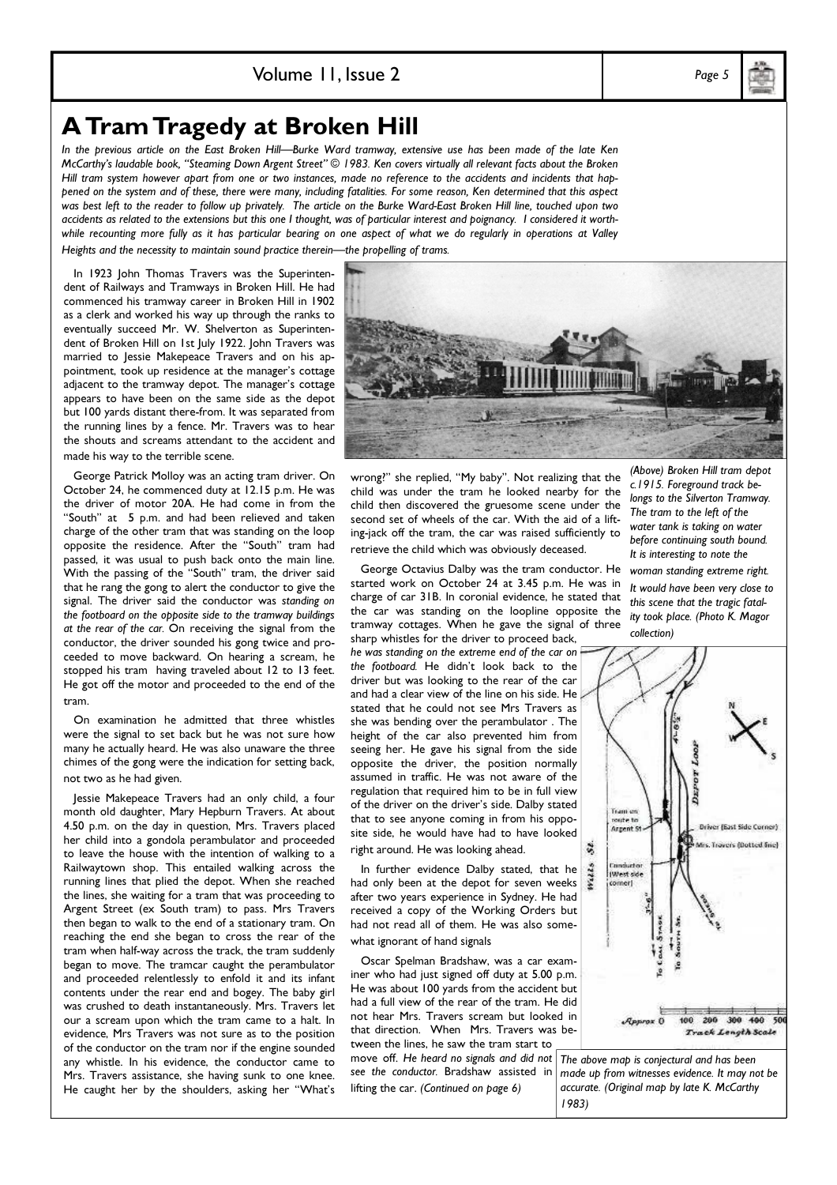# A Tram Tragedy at Broken Hill

*In the previous article on the East Broken Hill—Burke Ward tramway, extensive use has been made of the late Ken McCarthy's laudable book, "Steaming Down Argent Street" © 1983. Ken covers virtually all relevant facts about the Broken Hill tram system however apart from one or two instances, made no reference to the accidents and incidents that happened on the system and of these, there were many, including fatalities. For some reason, Ken determined that this aspect was best left to the reader to follow up privately. The article on the Burke Ward-East Broken Hill line, touched upon two accidents as related to the extensions but this one I thought, was of particular interest and poignancy. I considered it worthwhile recounting more fully as it has particular bearing on one aspect of what we do regularly in operations at Valley Heights and the necessity to maintain sound practice therein—the propelling of trams.*

In 1923 John Thomas Travers was the Superintendent of Railways and Tramways in Broken Hill. He had commenced his tramway career in Broken Hill in 1902 as a clerk and worked his way up through the ranks to eventually succeed Mr. W. Shelverton as Superintendent of Broken Hill on 1st July 1922. John Travers was married to Jessie Makepeace Travers and on his appointment, took up residence at the manager's cottage adjacent to the tramway depot. The manager's cottage appears to have been on the same side as the depot but 100 yards distant there-from. It was separated from the running lines by a fence. Mr. Travers was to hear the shouts and screams attendant to the accident and made his way to the terrible scene.

George Patrick Molloy was an acting tram driver. On October 24, he commenced duty at 12.15 p.m. He was the driver of motor 20A. He had come in from the "South" at 5 p.m. and had been relieved and taken charge of the other tram that was standing on the loop opposite the residence. After the "South" tram had passed, it was usual to push back onto the main line. With the passing of the "South" tram, the driver said that he rang the gong to alert the conductor to give the signal. The driver said the conductor was *standing on the footboard on the opposite side to the tramway buildings at the rear of the car.* On receiving the signal from the conductor, the driver sounded his gong twice and proceeded to move backward. On hearing a scream, he stopped his tram having traveled about 12 to 13 feet. He got off the motor and proceeded to the end of the tram.

On examination he admitted that three whistles were the signal to set back but he was not sure how many he actually heard. He was also unaware the three chimes of the gong were the indication for setting back, not two as he had given.

Jessie Makepeace Travers had an only child, a four month old daughter, Mary Hepburn Travers. At about 4.50 p.m. on the day in question, Mrs. Travers placed her child into a gondola perambulator and proceeded to leave the house with the intention of walking to a Railwaytown shop. This entailed walking across the running lines that plied the depot. When she reached the lines, she waiting for a tram that was proceeding to Argent Street (ex South tram) to pass. Mrs Travers then began to walk to the end of a stationary tram. On reaching the end she began to cross the rear of the tram when half-way across the track, the tram suddenly began to move. The tramcar caught the perambulator and proceeded relentlessly to enfold it and its infant contents under the rear end and bogey. The baby girl was crushed to death instantaneously. Mrs. Travers let our a scream upon which the tram came to a halt. In evidence, Mrs Travers was not sure as to the position of the conductor on the tram nor if the engine sounded any whistle. In his evidence, the conductor came to Mrs. Travers assistance, she having sunk to one knee. He caught her by the shoulders, asking her "What's wrong?" she replied, "My baby". Not realizing that the child was under the tram he looked nearby for the child then discovered the gruesome scene under the second set of wheels of the car. With the aid of a lifting-jack off the tram, the car was raised sufficiently to retrieve the child which was obviously deceased.

George Octavius Dalby was the tram conductor. He started work on October 24 at 3.45 p.m. He was in charge of car 31B. In coronial evidence, he stated that the car was standing on the loopline opposite the tramway cottages. When he gave the signal of three sharp whistles for the driver to proceed back, *he was standing on the extreme end of the car on the footboard.* He didn't look back to the driver but was looking to the rear of the car and had a clear view of the line on his side. He stated that he could not see Mrs Travers as she was bending over the perambulator . The height of the car also prevented him from seeing her. He gave his signal from the side opposite the driver, the position normally assumed in traffic. He was not aware of the regulation that required him to be in full view of the driver on the driver's side. Dalby stated that to see anyone coming in from his opposite side, he would have had to have looked right around. He was looking ahead.

In further evidence Dalby stated, that he had only been at the depot for seven weeks after two years experience in Sydney. He had received a copy of the Working Orders but had not read all of them. He was also somewhat ignorant of hand signals

Oscar Spelman Bradshaw, was a car examiner who had just signed off duty at 5.00 p.m. He was about 100 yards from the accident but had a full view of the rear of the tram. He did not hear Mrs. Travers scream but looked in that direction. When Mrs. Travers was between the lines, he saw the tram start to move off. *He heard no signals and did not see the conductor.* Bradshaw assisted in lifting the car. *(Continued on page 6)*

*(Above) Broken Hill tram depot c.1915. Foreground track belongs to the Silverton Tramway. The tram to the left of the water tank is taking on water before continuing south bound. It is interesting to note the woman standing extreme right. It would have been very close to this scene that the tragic fatality took place. (Photo K. Magor collection)*

*The above map is conjectural and has been made up from witnesses evidence. It may not be accurate. (Original map by late K. McCarthy 1983)*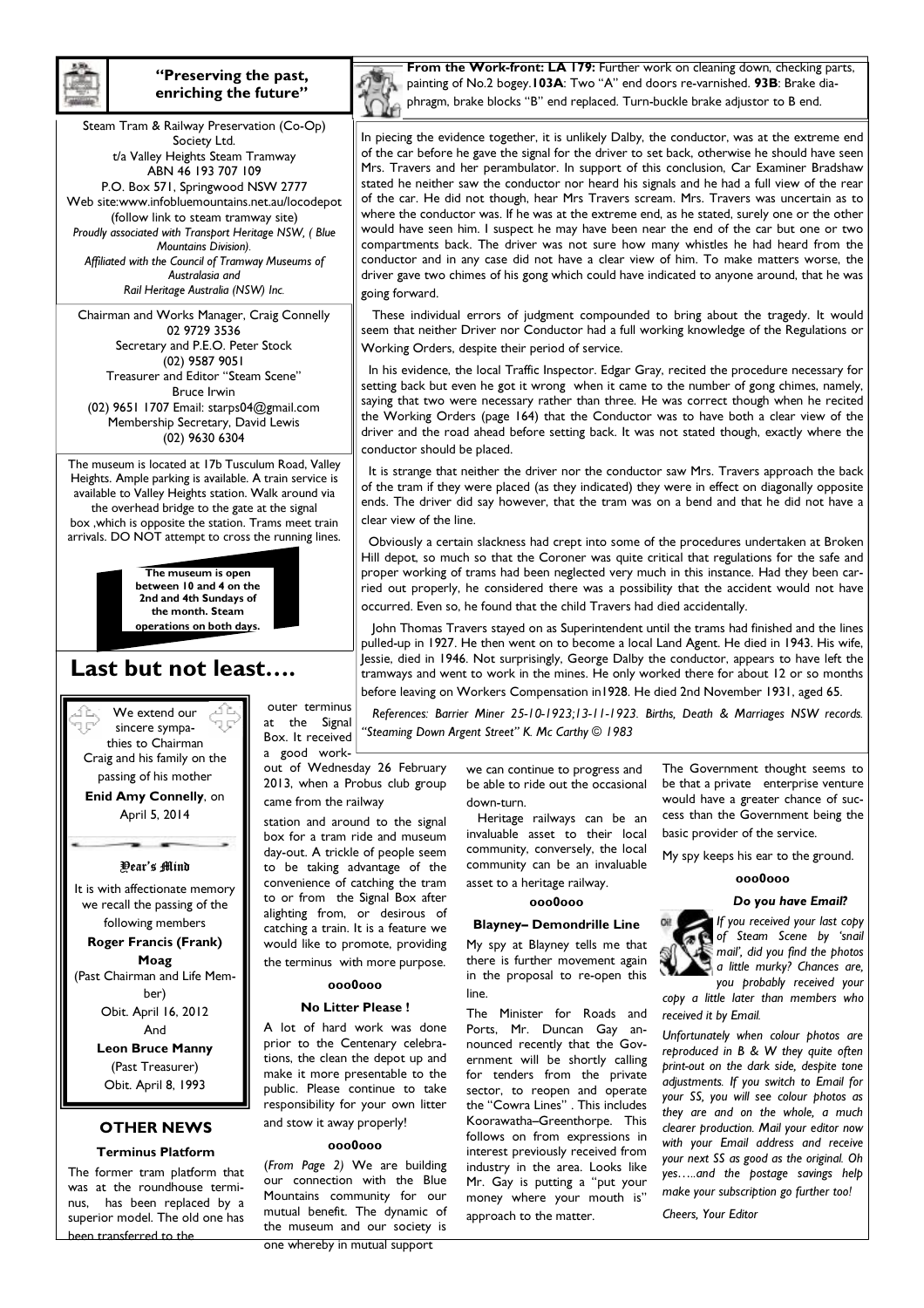**"Preserving the past, enriching the future"**

Steam Tram & Railway Preservation (Co-Op) Society Ltd.
t/a Valley Heights Steam Tramway
ABN 46 193 707 109
P.O. Box 571, Springwood NSW 2777
Web site:www.infobluemountains.net.au/locodepot (follow link to steam tramway site)
*Proudly associated with Transport Heritage NSW, ( Blue Mountains Division).*
*Affiliated with the Council of Tramway Museums of Australasia and*
*Rail Heritage Australia (NSW) Inc.*

Chairman and Works Manager, Craig Connelly
02 9729 3536
Secretary and P.E.O. Peter Stock
(02) 9587 9051
Treasurer and Editor "Steam Scene"
Bruce Irwin
(02) 9651 1707 Email: starps04@gmail.com
Membership Secretary, David Lewis
(02) 9630 6304

The museum is located at 17b Tusculum Road, Valley Heights. Ample parking is available. A train service is available to Valley Heights station. Walk around via the overhead bridge to the gate at the signal box ,which is opposite the station. Trams meet train arrivals. DO NOT attempt to cross the running lines.

**The museum is open between 10 and 4 on the 2nd and 4th Sundays of the month. Steam operations on both days.**

**From the Work-front: LA 179:** Further work on cleaning down, checking parts, painting of No.2 bogey.**103A**: Two "A" end doors re-varnished. **93B**: Brake diaphragm, brake blocks "B" end replaced. Turn-buckle brake adjustor to B end.

In piecing the evidence together, it is unlikely Dalby, the conductor, was at the extreme end of the car before he gave the signal for the driver to set back, otherwise he should have seen Mrs. Travers and her perambulator. In support of this conclusion, Car Examiner Bradshaw stated he neither saw the conductor nor heard his signals and he had a full view of the rear of the car. He did not though, hear Mrs Travers scream. Mrs. Travers was uncertain as to where the conductor was. If he was at the extreme end, as he stated, surely one or the other would have seen him. I suspect he may have been near the end of the car but one or two compartments back. The driver was not sure how many whistles he had heard from the conductor and in any case did not have a clear view of him. To make matters worse, the driver gave two chimes of his gong which could have indicated to anyone around, that he was going forward.

These individual errors of judgment compounded to bring about the tragedy. It would seem that neither Driver nor Conductor had a full working knowledge of the Regulations or Working Orders, despite their period of service.

In his evidence, the local Traffic Inspector. Edgar Gray, recited the procedure necessary for setting back but even he got it wrong when it came to the number of gong chimes, namely, saying that two were necessary rather than three. He was correct though when he recited the Working Orders (page 164) that the Conductor was to have both a clear view of the driver and the road ahead before setting back. It was not stated though, exactly where the conductor should be placed.

It is strange that neither the driver nor the conductor saw Mrs. Travers approach the back of the tram if they were placed (as they indicated) they were in effect on diagonally opposite ends. The driver did say however, that the tram was on a bend and that he did not have a clear view of the line.

Obviously a certain slackness had crept into some of the procedures undertaken at Broken Hill depot, so much so that the Coroner was quite critical that regulations for the safe and proper working of trams had been neglected very much in this instance. Had they been carried out properly, he considered there was a possibility that the accident would not have occurred. Even so, he found that the child Travers had died accidentally.

John Thomas Travers stayed on as Superintendent until the trams had finished and the lines pulled-up in 1927. He then went on to become a local Land Agent. He died in 1943. His wife, Jessie, died in 1946. Not surprisingly, George Dalby the conductor, appears to have left the tramways and went to work in the mines. He only worked there for about 12 or so months before leaving on Workers Compensation in1928. He died 2nd November 1931, aged 65.

*References: Barrier Miner 25-10-1923;13-11-1923. Births, Death & Marriages NSW records. "Steaming Down Argent Street" K. Mc Carthy © 1983*

# Last but not least….

We extend our sincere sympathies to Chairman Craig and his family on the passing of his mother **Enid Amy Connelly**, on April 5, 2014

**Year's Mind**

It is with affectionate memory we recall the passing of the following members

**Roger Francis (Frank) Moag**
(Past Chairman and Life Member)
Obit. April 16, 2012

And

**Leon Bruce Manny**
(Past Treasurer)
Obit. April 8, 1993

## OTHER NEWS

### Terminus Platform

The former tram platform that was at the roundhouse terminus, has been replaced by a superior model. The old one has been transferred to the outer terminus at the Signal Box. It received a good work-out of Wednesday 26 February 2013, when a Probus club group came from the railway station and around to the signal box for a tram ride and museum day-out. A trickle of people seem to be taking advantage of the convenience of catching the tram to or from the Signal Box after alighting from, or desirous of catching a train. It is a feature we would like to promote, providing the terminus with more purpose.

ooo0ooo

### No Litter Please !

A lot of hard work was done prior to the Centenary celebrations, the clean the depot up and make it more presentable to the public. Please continue to take responsibility for your own litter and stow it away properly!

ooo0ooo

(*From Page 2)* We are building our connection with the Blue Mountains community for our mutual benefit. The dynamic of the museum and our society is one whereby in mutual support we can continue to progress and be able to ride out the occasional down-turn.

Heritage railways can be an invaluable asset to their local community, conversely, the local community can be an invaluable asset to a heritage railway.

ooo0ooo

### Blayney– Demondrille Line

My spy at Blayney tells me that there is further movement again in the proposal to re-open this line.

The Minister for Roads and Ports, Mr. Duncan Gay announced recently that the Government will be shortly calling for tenders from the private sector, to reopen and operate the "Cowra Lines" . This includes Koorawatha–Greenthorpe. This follows on from expressions in interest previously received from industry in the area. Looks like Mr. Gay is putting a "put your money where your mouth is" approach to the matter.

The Government thought seems to be that a private enterprise venture would have a greater chance of success than the Government being the basic provider of the service.

My spy keeps his ear to the ground.

ooo0ooo

### *Do you have Email?*

*If you received your last copy of Steam Scene by 'snail mail', did you find the photos a little murky? Chances are, you probably received your copy a little later than members who received it by Email.*

*Unfortunately when colour photos are reproduced in B & W they quite often print-out on the dark side, despite tone adjustments. If you switch to Email for your SS, you will see colour photos as they are and on the whole, a much clearer production. Mail your editor now with your Email address and receive your next SS as good as the original. Oh yes…..and the postage savings help make your subscription go further too!*

*Cheers, Your Editor*